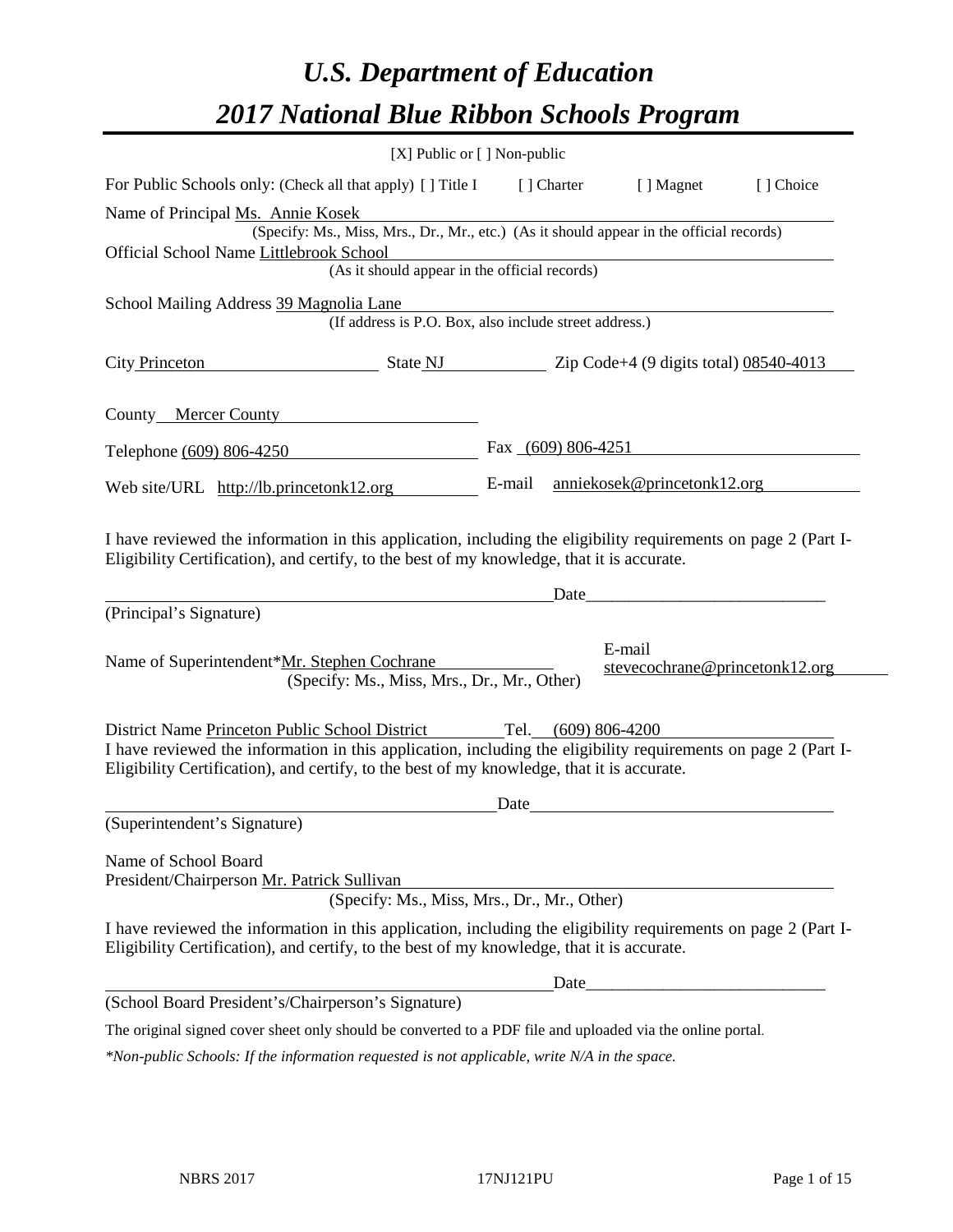# *U.S. Department of Education*

# *2017 National Blue Ribbon Schools Program*

[X] Public or [ ] Non-public

For Public Schools only: (Check all that apply) [ ] Title I [ ] Charter [ ] Magnet [ ] Choice

Name of Principal Ms. Annie Kosek
(Specify: Ms., Miss, Mrs., Dr., Mr., etc.) (As it should appear in the official records)

Official School Name Littlebrook School
(As it should appear in the official records)

School Mailing Address 39 Magnolia Lane
(If address is P.O. Box, also include street address.)

City Princeton State NJ Zip Code+4 (9 digits total) 08540-4013

County Mercer County

Telephone (609) 806-4250 Fax (609) 806-4251

Web site/URL http://lb.princetonk12.org E-mail anniekosek@princetonk12.org

I have reviewed the information in this application, including the eligibility requirements on page 2 (Part I-Eligibility Certification), and certify, to the best of my knowledge, that it is accurate.

_______________________________________________ Date____________________________

(Principal's Signature)

Name of Superintendent*Mr. Stephen Cochrane
(Specify: Ms., Miss, Mrs., Dr., Mr., Other)

E-mail stevecochrane@princetonk12.org

District Name Princeton Public School District Tel. (609) 806-4200

I have reviewed the information in this application, including the eligibility requirements on page 2 (Part I-Eligibility Certification), and certify, to the best of my knowledge, that it is accurate.

_______________________________________________ Date____________________________

(Superintendent's Signature)

Name of School Board
President/Chairperson Mr. Patrick Sullivan
(Specify: Ms., Miss, Mrs., Dr., Mr., Other)

I have reviewed the information in this application, including the eligibility requirements on page 2 (Part I-Eligibility Certification), and certify, to the best of my knowledge, that it is accurate.

_______________________________________________ Date____________________________

(School Board President's/Chairperson's Signature)

The original signed cover sheet only should be converted to a PDF file and uploaded via the online portal.

*\*Non-public Schools: If the information requested is not applicable, write N/A in the space.*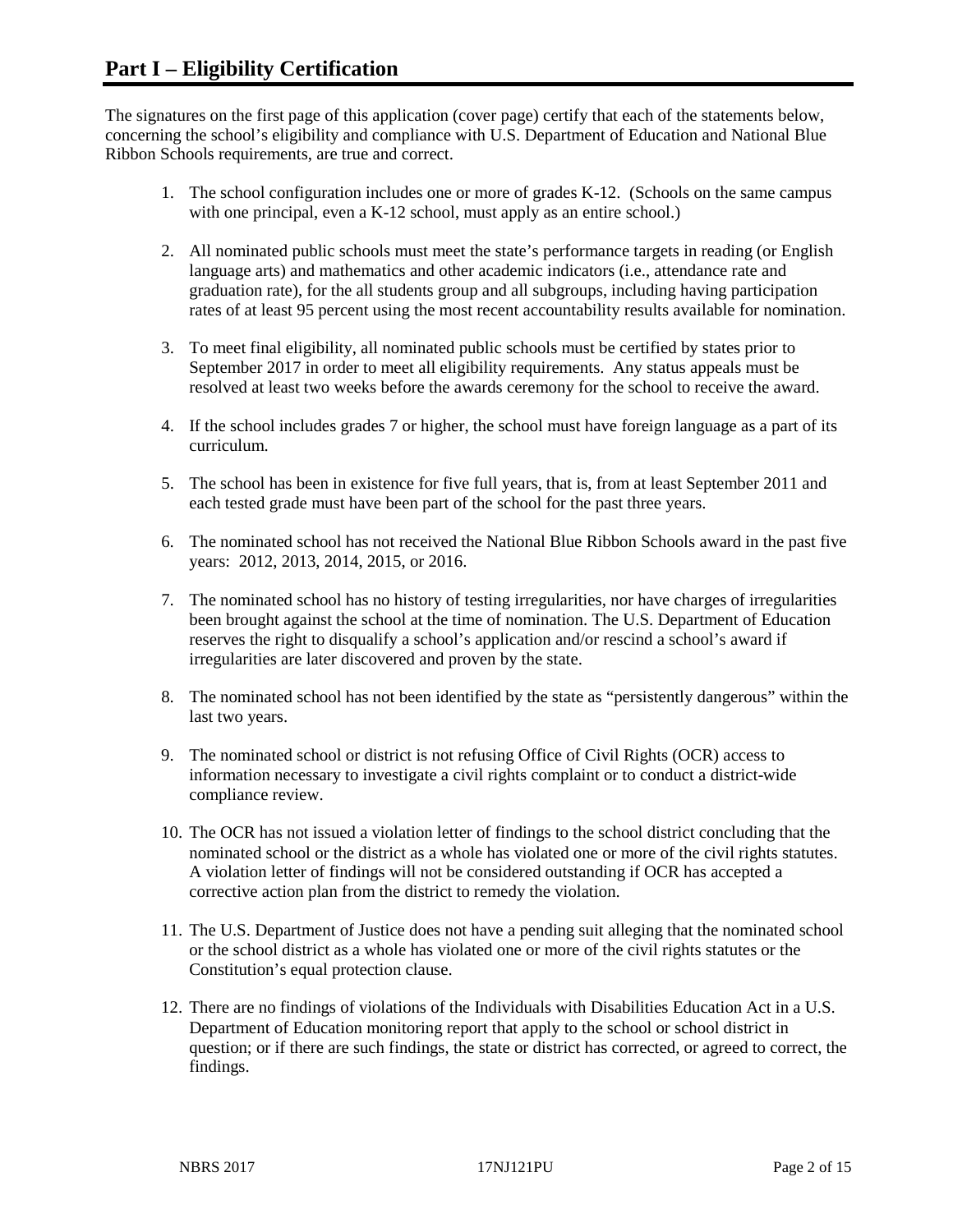# Part I – Eligibility Certification

The signatures on the first page of this application (cover page) certify that each of the statements below, concerning the school's eligibility and compliance with U.S. Department of Education and National Blue Ribbon Schools requirements, are true and correct.

1. The school configuration includes one or more of grades K-12. (Schools on the same campus with one principal, even a K-12 school, must apply as an entire school.)

2. All nominated public schools must meet the state's performance targets in reading (or English language arts) and mathematics and other academic indicators (i.e., attendance rate and graduation rate), for the all students group and all subgroups, including having participation rates of at least 95 percent using the most recent accountability results available for nomination.

3. To meet final eligibility, all nominated public schools must be certified by states prior to September 2017 in order to meet all eligibility requirements. Any status appeals must be resolved at least two weeks before the awards ceremony for the school to receive the award.

4. If the school includes grades 7 or higher, the school must have foreign language as a part of its curriculum.

5. The school has been in existence for five full years, that is, from at least September 2011 and each tested grade must have been part of the school for the past three years.

6. The nominated school has not received the National Blue Ribbon Schools award in the past five years: 2012, 2013, 2014, 2015, or 2016.

7. The nominated school has no history of testing irregularities, nor have charges of irregularities been brought against the school at the time of nomination. The U.S. Department of Education reserves the right to disqualify a school's application and/or rescind a school's award if irregularities are later discovered and proven by the state.

8. The nominated school has not been identified by the state as "persistently dangerous" within the last two years.

9. The nominated school or district is not refusing Office of Civil Rights (OCR) access to information necessary to investigate a civil rights complaint or to conduct a district-wide compliance review.

10. The OCR has not issued a violation letter of findings to the school district concluding that the nominated school or the district as a whole has violated one or more of the civil rights statutes. A violation letter of findings will not be considered outstanding if OCR has accepted a corrective action plan from the district to remedy the violation.

11. The U.S. Department of Justice does not have a pending suit alleging that the nominated school or the school district as a whole has violated one or more of the civil rights statutes or the Constitution's equal protection clause.

12. There are no findings of violations of the Individuals with Disabilities Education Act in a U.S. Department of Education monitoring report that apply to the school or school district in question; or if there are such findings, the state or district has corrected, or agreed to correct, the findings.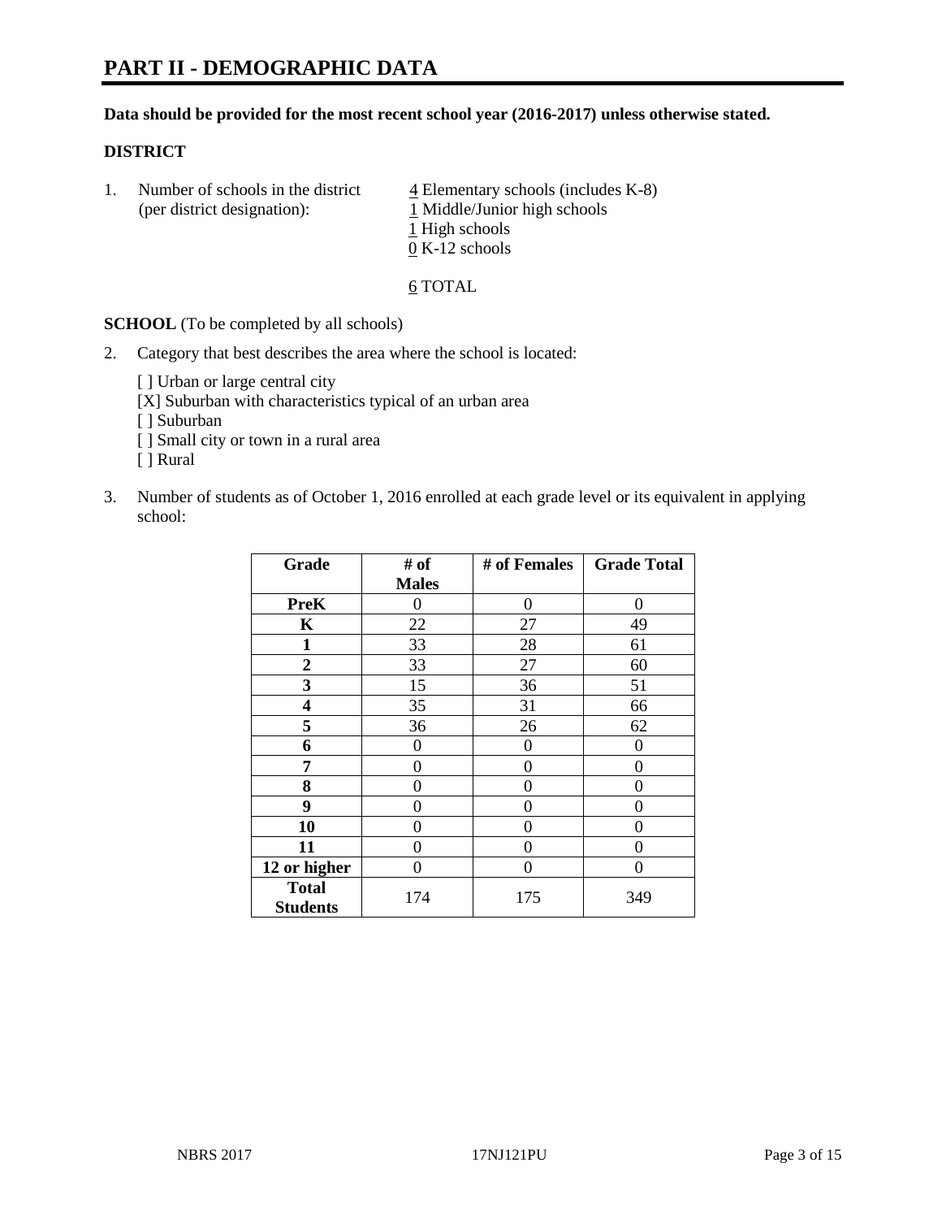# PART II - DEMOGRAPHIC DATA

**Data should be provided for the most recent school year (2016-2017) unless otherwise stated.**

## DISTRICT

1. Number of schools in the district (per district designation):
   4 Elementary schools (includes K-8)
   1 Middle/Junior high schools
   1 High schools
   0 K-12 schools

   6 TOTAL

**SCHOOL** (To be completed by all schools)

2. Category that best describes the area where the school is located:

   [ ] Urban or large central city
   [X] Suburban with characteristics typical of an urban area
   [ ] Suburban
   [ ] Small city or town in a rural area
   [ ] Rural

3. Number of students as of October 1, 2016 enrolled at each grade level or its equivalent in applying school:

| Grade | # of Males | # of Females | Grade Total |
|---|---|---|---|
| **PreK** | 0 | 0 | 0 |
| **K** | 22 | 27 | 49 |
| **1** | 33 | 28 | 61 |
| **2** | 33 | 27 | 60 |
| **3** | 15 | 36 | 51 |
| **4** | 35 | 31 | 66 |
| **5** | 36 | 26 | 62 |
| **6** | 0 | 0 | 0 |
| **7** | 0 | 0 | 0 |
| **8** | 0 | 0 | 0 |
| **9** | 0 | 0 | 0 |
| **10** | 0 | 0 | 0 |
| **11** | 0 | 0 | 0 |
| **12 or higher** | 0 | 0 | 0 |
| **Total Students** | 174 | 175 | 349 |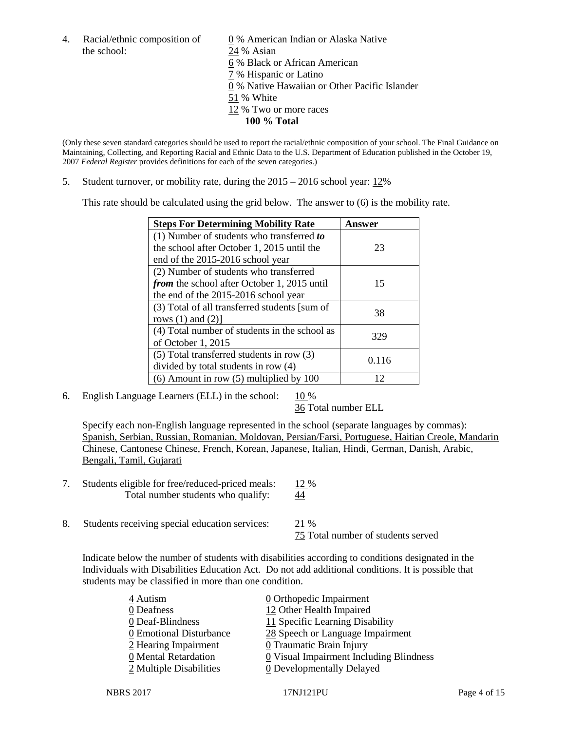4. Racial/ethnic composition of the school:

   0 % American Indian or Alaska Native
   24 % Asian
   6 % Black or African American
   7 % Hispanic or Latino
   0 % Native Hawaiian or Other Pacific Islander
   51 % White
   12 % Two or more races
   **100 % Total**

(Only these seven standard categories should be used to report the racial/ethnic composition of your school. The Final Guidance on Maintaining, Collecting, and Reporting Racial and Ethnic Data to the U.S. Department of Education published in the October 19, 2007 *Federal Register* provides definitions for each of the seven categories.)

5. Student turnover, or mobility rate, during the 2015 – 2016 school year: 12%

   This rate should be calculated using the grid below. The answer to (6) is the mobility rate.

| **Steps For Determining Mobility Rate** | **Answer** |
|---|---|
| (1) Number of students who transferred ***to*** the school after October 1, 2015 until the end of the 2015-2016 school year | 23 |
| (2) Number of students who transferred ***from*** the school after October 1, 2015 until the end of the 2015-2016 school year | 15 |
| (3) Total of all transferred students [sum of rows (1) and (2)] | 38 |
| (4) Total number of students in the school as of October 1, 2015 | 329 |
| (5) Total transferred students in row (3) divided by total students in row (4) | 0.116 |
| (6) Amount in row (5) multiplied by 100 | 12 |

6. English Language Learners (ELL) in the school: 10 %
   36 Total number ELL

   Specify each non-English language represented in the school (separate languages by commas):
   Spanish, Serbian, Russian, Romanian, Moldovan, Persian/Farsi, Portuguese, Haitian Creole, Mandarin Chinese, Cantonese Chinese, French, Korean, Japanese, Italian, Hindi, German, Danish, Arabic, Bengali, Tamil, Gujarati

7. Students eligible for free/reduced-priced meals: 12 %
   Total number students who qualify: 44

8. Students receiving special education services: 21 %
   75 Total number of students served

   Indicate below the number of students with disabilities according to conditions designated in the Individuals with Disabilities Education Act. Do not add additional conditions. It is possible that students may be classified in more than one condition.

   4 Autism
   0 Deafness
   0 Deaf-Blindness
   0 Emotional Disturbance
   2 Hearing Impairment
   0 Mental Retardation
   2 Multiple Disabilities
   0 Orthopedic Impairment
   12 Other Health Impaired
   11 Specific Learning Disability
   28 Speech or Language Impairment
   0 Traumatic Brain Injury
   0 Visual Impairment Including Blindness
   0 Developmentally Delayed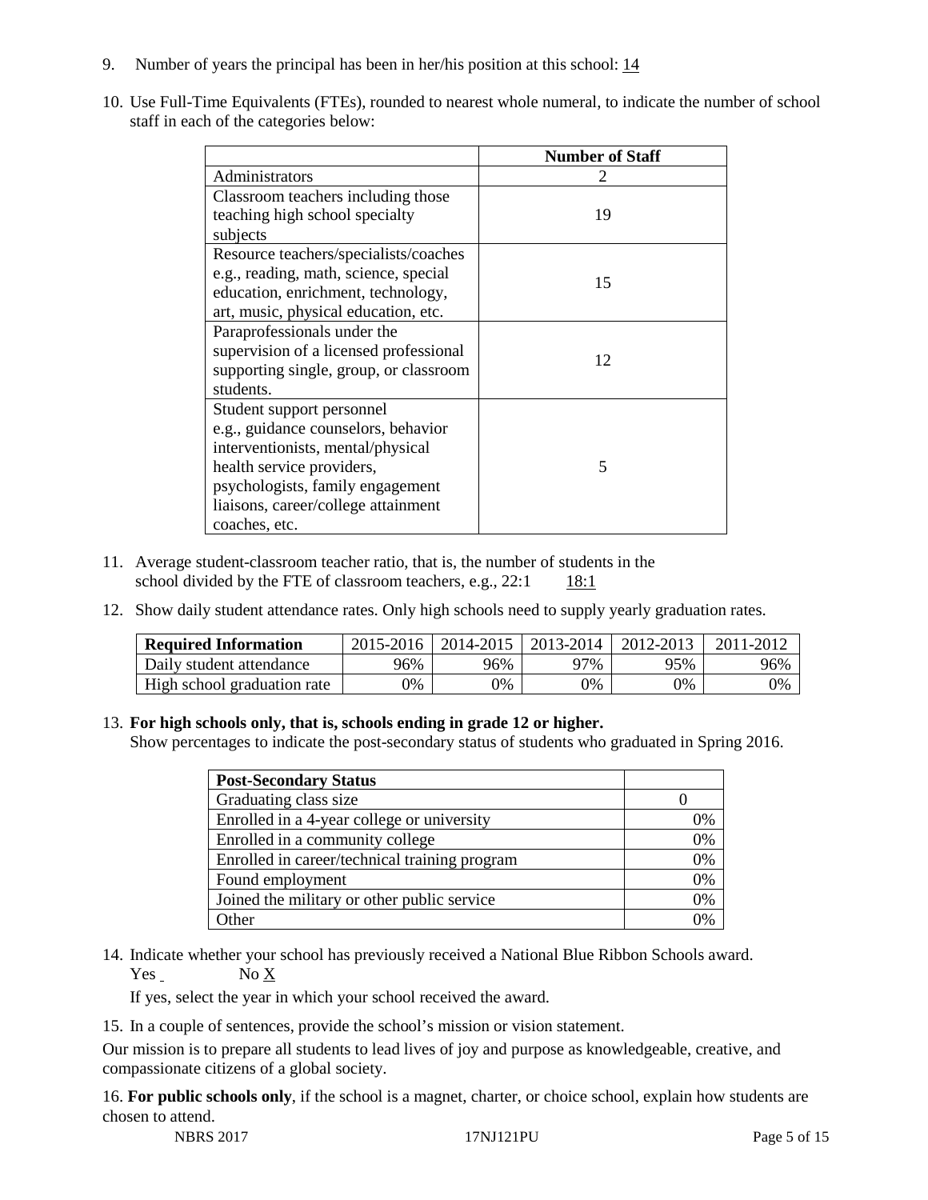9. Number of years the principal has been in her/his position at this school: 14

10. Use Full-Time Equivalents (FTEs), rounded to nearest whole numeral, to indicate the number of school staff in each of the categories below:

| | Number of Staff |
|---|---|
| Administrators | 2 |
| Classroom teachers including those teaching high school specialty subjects | 19 |
| Resource teachers/specialists/coaches e.g., reading, math, science, special education, enrichment, technology, art, music, physical education, etc. | 15 |
| Paraprofessionals under the supervision of a licensed professional supporting single, group, or classroom students. | 12 |
| Student support personnel e.g., guidance counselors, behavior interventionists, mental/physical health service providers, psychologists, family engagement liaisons, career/college attainment coaches, etc. | 5 |

11. Average student-classroom teacher ratio, that is, the number of students in the school divided by the FTE of classroom teachers, e.g., 22:1 18:1

12. Show daily student attendance rates. Only high schools need to supply yearly graduation rates.

| Required Information | 2015-2016 | 2014-2015 | 2013-2014 | 2012-2013 | 2011-2012 |
|---|---|---|---|---|---|
| Daily student attendance | 96% | 96% | 97% | 95% | 96% |
| High school graduation rate | 0% | 0% | 0% | 0% | 0% |

13. **For high schools only, that is, schools ending in grade 12 or higher.**
Show percentages to indicate the post-secondary status of students who graduated in Spring 2016.

| Post-Secondary Status | |
|---|---|
| Graduating class size | 0 |
| Enrolled in a 4-year college or university | 0% |
| Enrolled in a community college | 0% |
| Enrolled in career/technical training program | 0% |
| Found employment | 0% |
| Joined the military or other public service | 0% |
| Other | 0% |

14. Indicate whether your school has previously received a National Blue Ribbon Schools award.
Yes No X

If yes, select the year in which your school received the award.

15. In a couple of sentences, provide the school's mission or vision statement.

Our mission is to prepare all students to lead lives of joy and purpose as knowledgeable, creative, and compassionate citizens of a global society.

16. **For public schools only**, if the school is a magnet, charter, or choice school, explain how students are chosen to attend.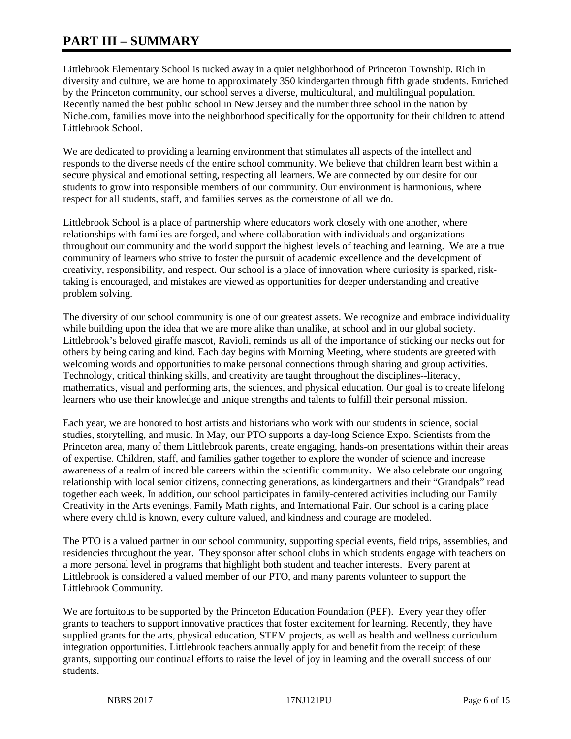# PART III – SUMMARY

Littlebrook Elementary School is tucked away in a quiet neighborhood of Princeton Township. Rich in diversity and culture, we are home to approximately 350 kindergarten through fifth grade students. Enriched by the Princeton community, our school serves a diverse, multicultural, and multilingual population. Recently named the best public school in New Jersey and the number three school in the nation by Niche.com, families move into the neighborhood specifically for the opportunity for their children to attend Littlebrook School.

We are dedicated to providing a learning environment that stimulates all aspects of the intellect and responds to the diverse needs of the entire school community. We believe that children learn best within a secure physical and emotional setting, respecting all learners. We are connected by our desire for our students to grow into responsible members of our community. Our environment is harmonious, where respect for all students, staff, and families serves as the cornerstone of all we do.

Littlebrook School is a place of partnership where educators work closely with one another, where relationships with families are forged, and where collaboration with individuals and organizations throughout our community and the world support the highest levels of teaching and learning. We are a true community of learners who strive to foster the pursuit of academic excellence and the development of creativity, responsibility, and respect. Our school is a place of innovation where curiosity is sparked, risk-taking is encouraged, and mistakes are viewed as opportunities for deeper understanding and creative problem solving.

The diversity of our school community is one of our greatest assets. We recognize and embrace individuality while building upon the idea that we are more alike than unalike, at school and in our global society. Littlebrook's beloved giraffe mascot, Ravioli, reminds us all of the importance of sticking our necks out for others by being caring and kind. Each day begins with Morning Meeting, where students are greeted with welcoming words and opportunities to make personal connections through sharing and group activities. Technology, critical thinking skills, and creativity are taught throughout the disciplines--literacy, mathematics, visual and performing arts, the sciences, and physical education. Our goal is to create lifelong learners who use their knowledge and unique strengths and talents to fulfill their personal mission.

Each year, we are honored to host artists and historians who work with our students in science, social studies, storytelling, and music. In May, our PTO supports a day-long Science Expo. Scientists from the Princeton area, many of them Littlebrook parents, create engaging, hands-on presentations within their areas of expertise. Children, staff, and families gather together to explore the wonder of science and increase awareness of a realm of incredible careers within the scientific community. We also celebrate our ongoing relationship with local senior citizens, connecting generations, as kindergartners and their "Grandpals" read together each week. In addition, our school participates in family-centered activities including our Family Creativity in the Arts evenings, Family Math nights, and International Fair. Our school is a caring place where every child is known, every culture valued, and kindness and courage are modeled.

The PTO is a valued partner in our school community, supporting special events, field trips, assemblies, and residencies throughout the year. They sponsor after school clubs in which students engage with teachers on a more personal level in programs that highlight both student and teacher interests. Every parent at Littlebrook is considered a valued member of our PTO, and many parents volunteer to support the Littlebrook Community.

We are fortuitous to be supported by the Princeton Education Foundation (PEF). Every year they offer grants to teachers to support innovative practices that foster excitement for learning. Recently, they have supplied grants for the arts, physical education, STEM projects, as well as health and wellness curriculum integration opportunities. Littlebrook teachers annually apply for and benefit from the receipt of these grants, supporting our continual efforts to raise the level of joy in learning and the overall success of our students.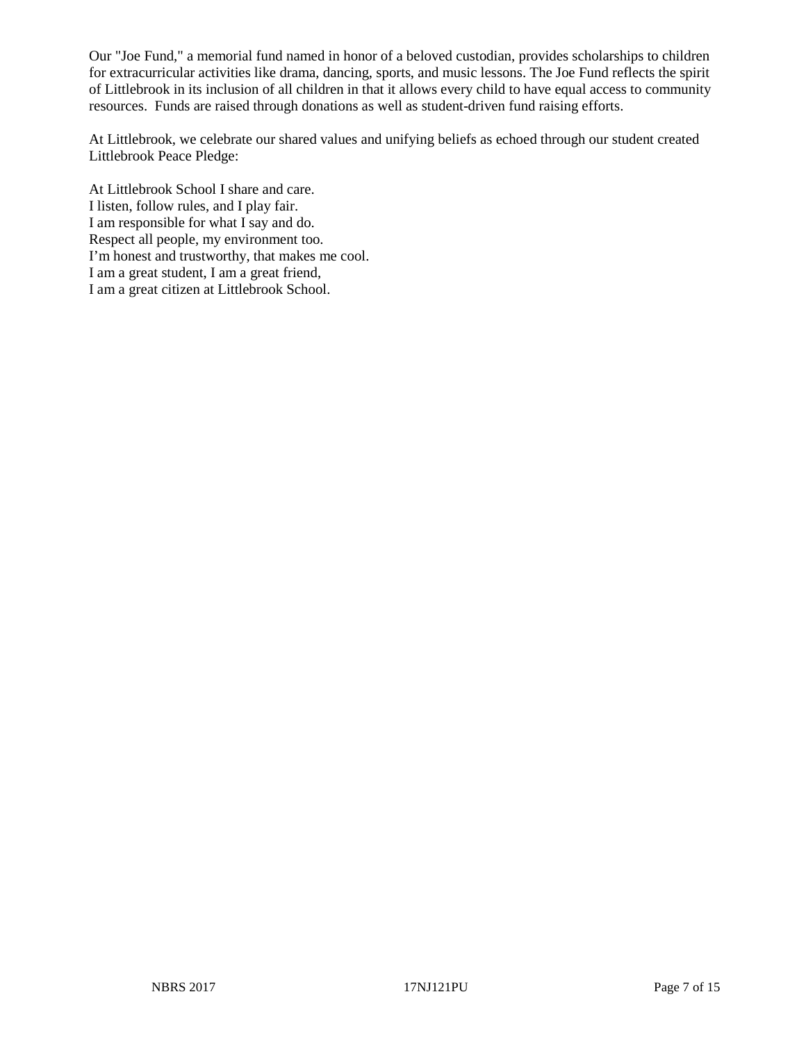Our "Joe Fund," a memorial fund named in honor of a beloved custodian, provides scholarships to children for extracurricular activities like drama, dancing, sports, and music lessons. The Joe Fund reflects the spirit of Littlebrook in its inclusion of all children in that it allows every child to have equal access to community resources. Funds are raised through donations as well as student-driven fund raising efforts.

At Littlebrook, we celebrate our shared values and unifying beliefs as echoed through our student created Littlebrook Peace Pledge:

At Littlebrook School I share and care.  
I listen, follow rules, and I play fair.  
I am responsible for what I say and do.  
Respect all people, my environment too.  
I'm honest and trustworthy, that makes me cool.  
I am a great student, I am a great friend,  
I am a great citizen at Littlebrook School.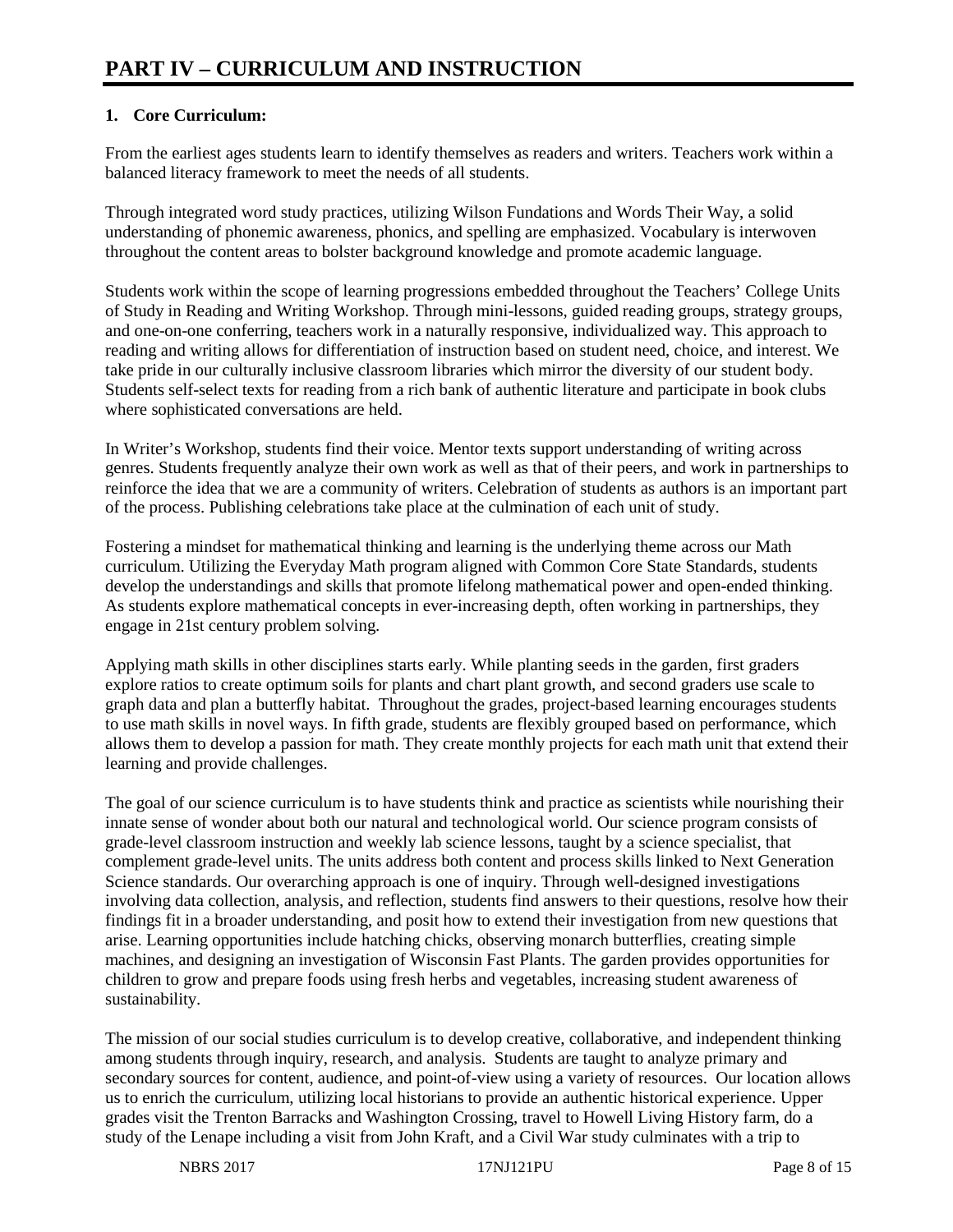# PART IV – CURRICULUM AND INSTRUCTION

**1. Core Curriculum:**

From the earliest ages students learn to identify themselves as readers and writers. Teachers work within a balanced literacy framework to meet the needs of all students.

Through integrated word study practices, utilizing Wilson Fundations and Words Their Way, a solid understanding of phonemic awareness, phonics, and spelling are emphasized. Vocabulary is interwoven throughout the content areas to bolster background knowledge and promote academic language.

Students work within the scope of learning progressions embedded throughout the Teachers' College Units of Study in Reading and Writing Workshop. Through mini-lessons, guided reading groups, strategy groups, and one-on-one conferring, teachers work in a naturally responsive, individualized way. This approach to reading and writing allows for differentiation of instruction based on student need, choice, and interest. We take pride in our culturally inclusive classroom libraries which mirror the diversity of our student body. Students self-select texts for reading from a rich bank of authentic literature and participate in book clubs where sophisticated conversations are held.

In Writer's Workshop, students find their voice. Mentor texts support understanding of writing across genres. Students frequently analyze their own work as well as that of their peers, and work in partnerships to reinforce the idea that we are a community of writers. Celebration of students as authors is an important part of the process. Publishing celebrations take place at the culmination of each unit of study.

Fostering a mindset for mathematical thinking and learning is the underlying theme across our Math curriculum. Utilizing the Everyday Math program aligned with Common Core State Standards, students develop the understandings and skills that promote lifelong mathematical power and open-ended thinking. As students explore mathematical concepts in ever-increasing depth, often working in partnerships, they engage in 21st century problem solving.

Applying math skills in other disciplines starts early. While planting seeds in the garden, first graders explore ratios to create optimum soils for plants and chart plant growth, and second graders use scale to graph data and plan a butterfly habitat. Throughout the grades, project-based learning encourages students to use math skills in novel ways. In fifth grade, students are flexibly grouped based on performance, which allows them to develop a passion for math. They create monthly projects for each math unit that extend their learning and provide challenges.

The goal of our science curriculum is to have students think and practice as scientists while nourishing their innate sense of wonder about both our natural and technological world. Our science program consists of grade-level classroom instruction and weekly lab science lessons, taught by a science specialist, that complement grade-level units. The units address both content and process skills linked to Next Generation Science standards. Our overarching approach is one of inquiry. Through well-designed investigations involving data collection, analysis, and reflection, students find answers to their questions, resolve how their findings fit in a broader understanding, and posit how to extend their investigation from new questions that arise. Learning opportunities include hatching chicks, observing monarch butterflies, creating simple machines, and designing an investigation of Wisconsin Fast Plants. The garden provides opportunities for children to grow and prepare foods using fresh herbs and vegetables, increasing student awareness of sustainability.

The mission of our social studies curriculum is to develop creative, collaborative, and independent thinking among students through inquiry, research, and analysis. Students are taught to analyze primary and secondary sources for content, audience, and point-of-view using a variety of resources. Our location allows us to enrich the curriculum, utilizing local historians to provide an authentic historical experience. Upper grades visit the Trenton Barracks and Washington Crossing, travel to Howell Living History farm, do a study of the Lenape including a visit from John Kraft, and a Civil War study culminates with a trip to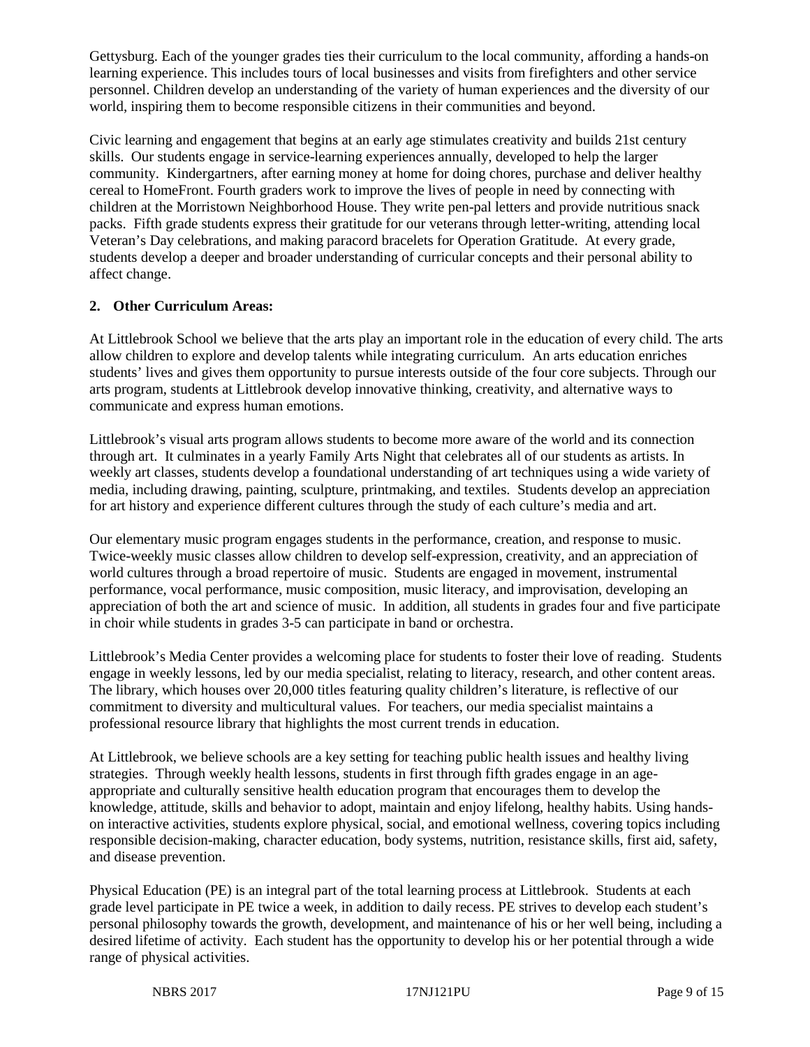Gettysburg. Each of the younger grades ties their curriculum to the local community, affording a hands-on learning experience. This includes tours of local businesses and visits from firefighters and other service personnel. Children develop an understanding of the variety of human experiences and the diversity of our world, inspiring them to become responsible citizens in their communities and beyond.

Civic learning and engagement that begins at an early age stimulates creativity and builds 21st century skills. Our students engage in service-learning experiences annually, developed to help the larger community. Kindergartners, after earning money at home for doing chores, purchase and deliver healthy cereal to HomeFront. Fourth graders work to improve the lives of people in need by connecting with children at the Morristown Neighborhood House. They write pen-pal letters and provide nutritious snack packs. Fifth grade students express their gratitude for our veterans through letter-writing, attending local Veteran's Day celebrations, and making paracord bracelets for Operation Gratitude. At every grade, students develop a deeper and broader understanding of curricular concepts and their personal ability to affect change.

**2. Other Curriculum Areas:**

At Littlebrook School we believe that the arts play an important role in the education of every child. The arts allow children to explore and develop talents while integrating curriculum. An arts education enriches students' lives and gives them opportunity to pursue interests outside of the four core subjects. Through our arts program, students at Littlebrook develop innovative thinking, creativity, and alternative ways to communicate and express human emotions.

Littlebrook's visual arts program allows students to become more aware of the world and its connection through art. It culminates in a yearly Family Arts Night that celebrates all of our students as artists. In weekly art classes, students develop a foundational understanding of art techniques using a wide variety of media, including drawing, painting, sculpture, printmaking, and textiles. Students develop an appreciation for art history and experience different cultures through the study of each culture's media and art.

Our elementary music program engages students in the performance, creation, and response to music. Twice-weekly music classes allow children to develop self-expression, creativity, and an appreciation of world cultures through a broad repertoire of music. Students are engaged in movement, instrumental performance, vocal performance, music composition, music literacy, and improvisation, developing an appreciation of both the art and science of music. In addition, all students in grades four and five participate in choir while students in grades 3-5 can participate in band or orchestra.

Littlebrook's Media Center provides a welcoming place for students to foster their love of reading. Students engage in weekly lessons, led by our media specialist, relating to literacy, research, and other content areas. The library, which houses over 20,000 titles featuring quality children's literature, is reflective of our commitment to diversity and multicultural values. For teachers, our media specialist maintains a professional resource library that highlights the most current trends in education.

At Littlebrook, we believe schools are a key setting for teaching public health issues and healthy living strategies. Through weekly health lessons, students in first through fifth grades engage in an age-appropriate and culturally sensitive health education program that encourages them to develop the knowledge, attitude, skills and behavior to adopt, maintain and enjoy lifelong, healthy habits. Using hands-on interactive activities, students explore physical, social, and emotional wellness, covering topics including responsible decision-making, character education, body systems, nutrition, resistance skills, first aid, safety, and disease prevention.

Physical Education (PE) is an integral part of the total learning process at Littlebrook. Students at each grade level participate in PE twice a week, in addition to daily recess. PE strives to develop each student's personal philosophy towards the growth, development, and maintenance of his or her well being, including a desired lifetime of activity. Each student has the opportunity to develop his or her potential through a wide range of physical activities.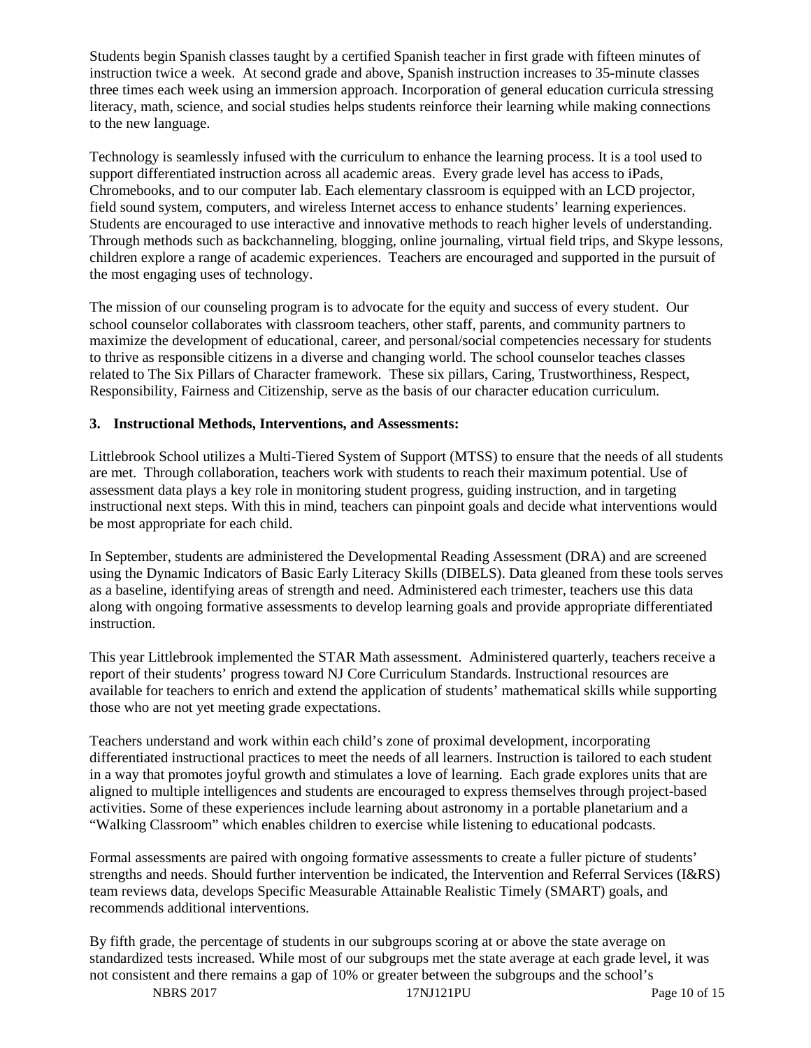Students begin Spanish classes taught by a certified Spanish teacher in first grade with fifteen minutes of instruction twice a week. At second grade and above, Spanish instruction increases to 35-minute classes three times each week using an immersion approach. Incorporation of general education curricula stressing literacy, math, science, and social studies helps students reinforce their learning while making connections to the new language.

Technology is seamlessly infused with the curriculum to enhance the learning process. It is a tool used to support differentiated instruction across all academic areas. Every grade level has access to iPads, Chromebooks, and to our computer lab. Each elementary classroom is equipped with an LCD projector, field sound system, computers, and wireless Internet access to enhance students' learning experiences. Students are encouraged to use interactive and innovative methods to reach higher levels of understanding. Through methods such as backchanneling, blogging, online journaling, virtual field trips, and Skype lessons, children explore a range of academic experiences. Teachers are encouraged and supported in the pursuit of the most engaging uses of technology.

The mission of our counseling program is to advocate for the equity and success of every student. Our school counselor collaborates with classroom teachers, other staff, parents, and community partners to maximize the development of educational, career, and personal/social competencies necessary for students to thrive as responsible citizens in a diverse and changing world. The school counselor teaches classes related to The Six Pillars of Character framework. These six pillars, Caring, Trustworthiness, Respect, Responsibility, Fairness and Citizenship, serve as the basis of our character education curriculum.

### 3. Instructional Methods, Interventions, and Assessments:

Littlebrook School utilizes a Multi-Tiered System of Support (MTSS) to ensure that the needs of all students are met. Through collaboration, teachers work with students to reach their maximum potential. Use of assessment data plays a key role in monitoring student progress, guiding instruction, and in targeting instructional next steps. With this in mind, teachers can pinpoint goals and decide what interventions would be most appropriate for each child.

In September, students are administered the Developmental Reading Assessment (DRA) and are screened using the Dynamic Indicators of Basic Early Literacy Skills (DIBELS). Data gleaned from these tools serves as a baseline, identifying areas of strength and need. Administered each trimester, teachers use this data along with ongoing formative assessments to develop learning goals and provide appropriate differentiated instruction.

This year Littlebrook implemented the STAR Math assessment. Administered quarterly, teachers receive a report of their students' progress toward NJ Core Curriculum Standards. Instructional resources are available for teachers to enrich and extend the application of students' mathematical skills while supporting those who are not yet meeting grade expectations.

Teachers understand and work within each child's zone of proximal development, incorporating differentiated instructional practices to meet the needs of all learners. Instruction is tailored to each student in a way that promotes joyful growth and stimulates a love of learning. Each grade explores units that are aligned to multiple intelligences and students are encouraged to express themselves through project-based activities. Some of these experiences include learning about astronomy in a portable planetarium and a "Walking Classroom" which enables children to exercise while listening to educational podcasts.

Formal assessments are paired with ongoing formative assessments to create a fuller picture of students' strengths and needs. Should further intervention be indicated, the Intervention and Referral Services (I&RS) team reviews data, develops Specific Measurable Attainable Realistic Timely (SMART) goals, and recommends additional interventions.

By fifth grade, the percentage of students in our subgroups scoring at or above the state average on standardized tests increased. While most of our subgroups met the state average at each grade level, it was not consistent and there remains a gap of 10% or greater between the subgroups and the school's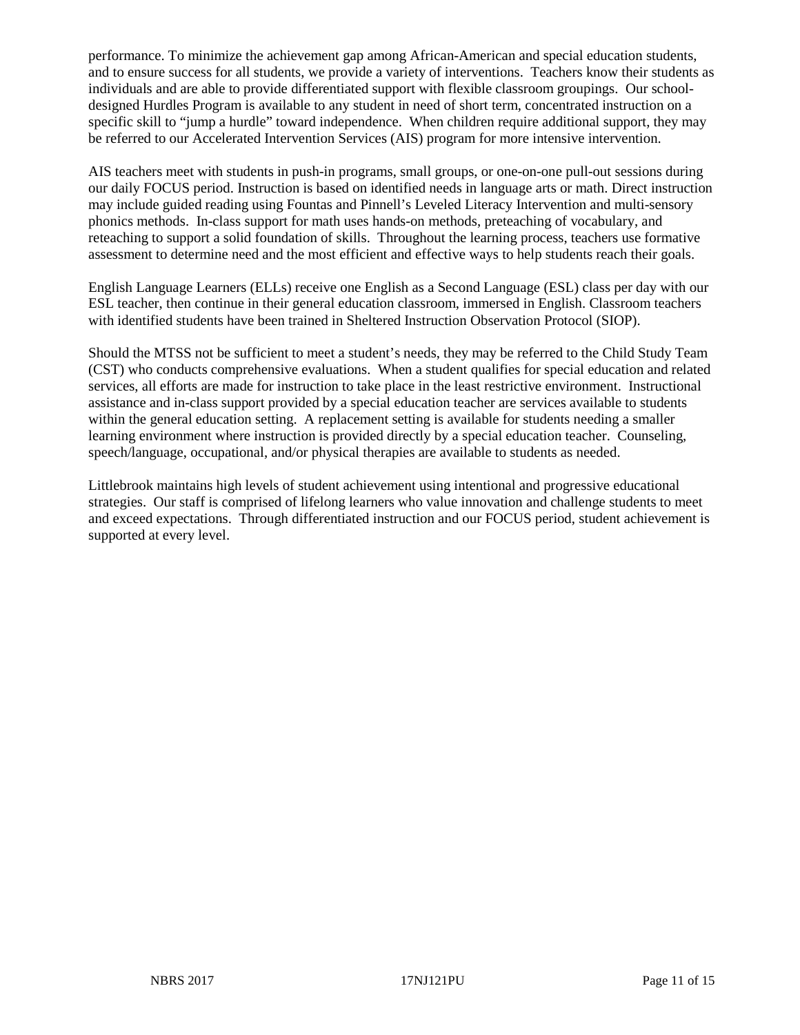performance. To minimize the achievement gap among African-American and special education students, and to ensure success for all students, we provide a variety of interventions. Teachers know their students as individuals and are able to provide differentiated support with flexible classroom groupings. Our school-designed Hurdles Program is available to any student in need of short term, concentrated instruction on a specific skill to "jump a hurdle" toward independence. When children require additional support, they may be referred to our Accelerated Intervention Services (AIS) program for more intensive intervention.

AIS teachers meet with students in push-in programs, small groups, or one-on-one pull-out sessions during our daily FOCUS period. Instruction is based on identified needs in language arts or math. Direct instruction may include guided reading using Fountas and Pinnell's Leveled Literacy Intervention and multi-sensory phonics methods. In-class support for math uses hands-on methods, preteaching of vocabulary, and reteaching to support a solid foundation of skills. Throughout the learning process, teachers use formative assessment to determine need and the most efficient and effective ways to help students reach their goals.

English Language Learners (ELLs) receive one English as a Second Language (ESL) class per day with our ESL teacher, then continue in their general education classroom, immersed in English. Classroom teachers with identified students have been trained in Sheltered Instruction Observation Protocol (SIOP).

Should the MTSS not be sufficient to meet a student's needs, they may be referred to the Child Study Team (CST) who conducts comprehensive evaluations. When a student qualifies for special education and related services, all efforts are made for instruction to take place in the least restrictive environment. Instructional assistance and in-class support provided by a special education teacher are services available to students within the general education setting. A replacement setting is available for students needing a smaller learning environment where instruction is provided directly by a special education teacher. Counseling, speech/language, occupational, and/or physical therapies are available to students as needed.

Littlebrook maintains high levels of student achievement using intentional and progressive educational strategies. Our staff is comprised of lifelong learners who value innovation and challenge students to meet and exceed expectations. Through differentiated instruction and our FOCUS period, student achievement is supported at every level.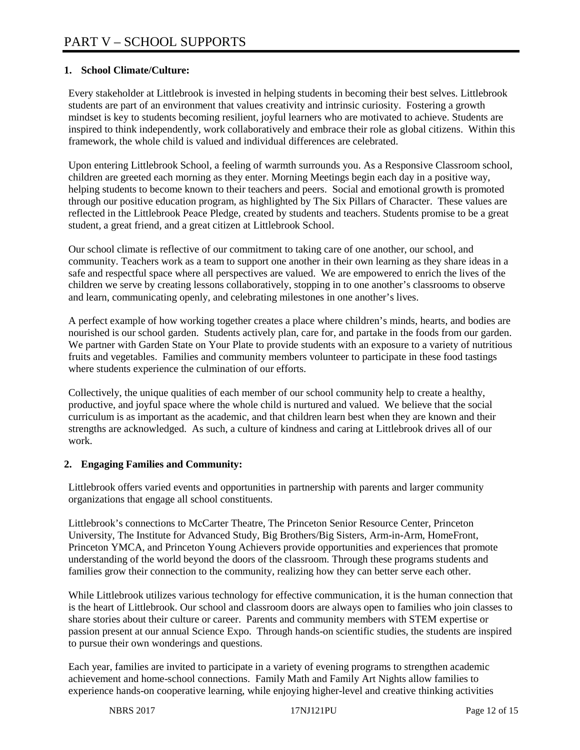# PART V – SCHOOL SUPPORTS

**1. School Climate/Culture:**

Every stakeholder at Littlebrook is invested in helping students in becoming their best selves. Littlebrook students are part of an environment that values creativity and intrinsic curiosity. Fostering a growth mindset is key to students becoming resilient, joyful learners who are motivated to achieve. Students are inspired to think independently, work collaboratively and embrace their role as global citizens. Within this framework, the whole child is valued and individual differences are celebrated.

Upon entering Littlebrook School, a feeling of warmth surrounds you. As a Responsive Classroom school, children are greeted each morning as they enter. Morning Meetings begin each day in a positive way, helping students to become known to their teachers and peers. Social and emotional growth is promoted through our positive education program, as highlighted by The Six Pillars of Character. These values are reflected in the Littlebrook Peace Pledge, created by students and teachers. Students promise to be a great student, a great friend, and a great citizen at Littlebrook School.

Our school climate is reflective of our commitment to taking care of one another, our school, and community. Teachers work as a team to support one another in their own learning as they share ideas in a safe and respectful space where all perspectives are valued. We are empowered to enrich the lives of the children we serve by creating lessons collaboratively, stopping in to one another's classrooms to observe and learn, communicating openly, and celebrating milestones in one another's lives.

A perfect example of how working together creates a place where children's minds, hearts, and bodies are nourished is our school garden. Students actively plan, care for, and partake in the foods from our garden. We partner with Garden State on Your Plate to provide students with an exposure to a variety of nutritious fruits and vegetables. Families and community members volunteer to participate in these food tastings where students experience the culmination of our efforts.

Collectively, the unique qualities of each member of our school community help to create a healthy, productive, and joyful space where the whole child is nurtured and valued. We believe that the social curriculum is as important as the academic, and that children learn best when they are known and their strengths are acknowledged. As such, a culture of kindness and caring at Littlebrook drives all of our work.

**2. Engaging Families and Community:**

Littlebrook offers varied events and opportunities in partnership with parents and larger community organizations that engage all school constituents.

Littlebrook's connections to McCarter Theatre, The Princeton Senior Resource Center, Princeton University, The Institute for Advanced Study, Big Brothers/Big Sisters, Arm-in-Arm, HomeFront, Princeton YMCA, and Princeton Young Achievers provide opportunities and experiences that promote understanding of the world beyond the doors of the classroom. Through these programs students and families grow their connection to the community, realizing how they can better serve each other.

While Littlebrook utilizes various technology for effective communication, it is the human connection that is the heart of Littlebrook. Our school and classroom doors are always open to families who join classes to share stories about their culture or career. Parents and community members with STEM expertise or passion present at our annual Science Expo. Through hands-on scientific studies, the students are inspired to pursue their own wonderings and questions.

Each year, families are invited to participate in a variety of evening programs to strengthen academic achievement and home-school connections. Family Math and Family Art Nights allow families to experience hands-on cooperative learning, while enjoying higher-level and creative thinking activities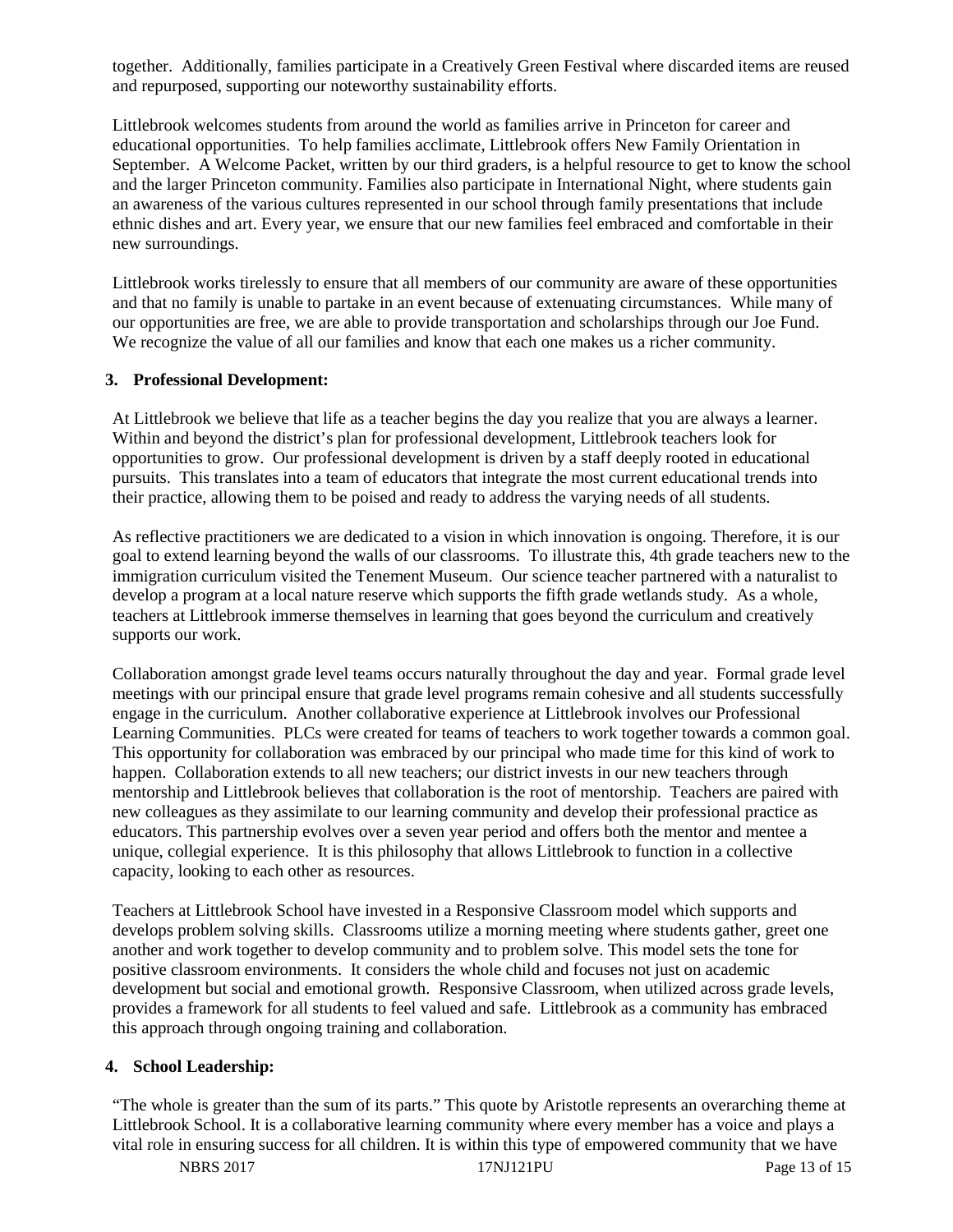together. Additionally, families participate in a Creatively Green Festival where discarded items are reused and repurposed, supporting our noteworthy sustainability efforts.

Littlebrook welcomes students from around the world as families arrive in Princeton for career and educational opportunities. To help families acclimate, Littlebrook offers New Family Orientation in September. A Welcome Packet, written by our third graders, is a helpful resource to get to know the school and the larger Princeton community. Families also participate in International Night, where students gain an awareness of the various cultures represented in our school through family presentations that include ethnic dishes and art. Every year, we ensure that our new families feel embraced and comfortable in their new surroundings.

Littlebrook works tirelessly to ensure that all members of our community are aware of these opportunities and that no family is unable to partake in an event because of extenuating circumstances. While many of our opportunities are free, we are able to provide transportation and scholarships through our Joe Fund. We recognize the value of all our families and know that each one makes us a richer community.

**3. Professional Development:**

At Littlebrook we believe that life as a teacher begins the day you realize that you are always a learner. Within and beyond the district's plan for professional development, Littlebrook teachers look for opportunities to grow. Our professional development is driven by a staff deeply rooted in educational pursuits. This translates into a team of educators that integrate the most current educational trends into their practice, allowing them to be poised and ready to address the varying needs of all students.

As reflective practitioners we are dedicated to a vision in which innovation is ongoing. Therefore, it is our goal to extend learning beyond the walls of our classrooms. To illustrate this, 4th grade teachers new to the immigration curriculum visited the Tenement Museum. Our science teacher partnered with a naturalist to develop a program at a local nature reserve which supports the fifth grade wetlands study. As a whole, teachers at Littlebrook immerse themselves in learning that goes beyond the curriculum and creatively supports our work.

Collaboration amongst grade level teams occurs naturally throughout the day and year. Formal grade level meetings with our principal ensure that grade level programs remain cohesive and all students successfully engage in the curriculum. Another collaborative experience at Littlebrook involves our Professional Learning Communities. PLCs were created for teams of teachers to work together towards a common goal. This opportunity for collaboration was embraced by our principal who made time for this kind of work to happen. Collaboration extends to all new teachers; our district invests in our new teachers through mentorship and Littlebrook believes that collaboration is the root of mentorship. Teachers are paired with new colleagues as they assimilate to our learning community and develop their professional practice as educators. This partnership evolves over a seven year period and offers both the mentor and mentee a unique, collegial experience. It is this philosophy that allows Littlebrook to function in a collective capacity, looking to each other as resources.

Teachers at Littlebrook School have invested in a Responsive Classroom model which supports and develops problem solving skills. Classrooms utilize a morning meeting where students gather, greet one another and work together to develop community and to problem solve. This model sets the tone for positive classroom environments. It considers the whole child and focuses not just on academic development but social and emotional growth. Responsive Classroom, when utilized across grade levels, provides a framework for all students to feel valued and safe. Littlebrook as a community has embraced this approach through ongoing training and collaboration.

**4. School Leadership:**

"The whole is greater than the sum of its parts." This quote by Aristotle represents an overarching theme at Littlebrook School. It is a collaborative learning community where every member has a voice and plays a vital role in ensuring success for all children. It is within this type of empowered community that we have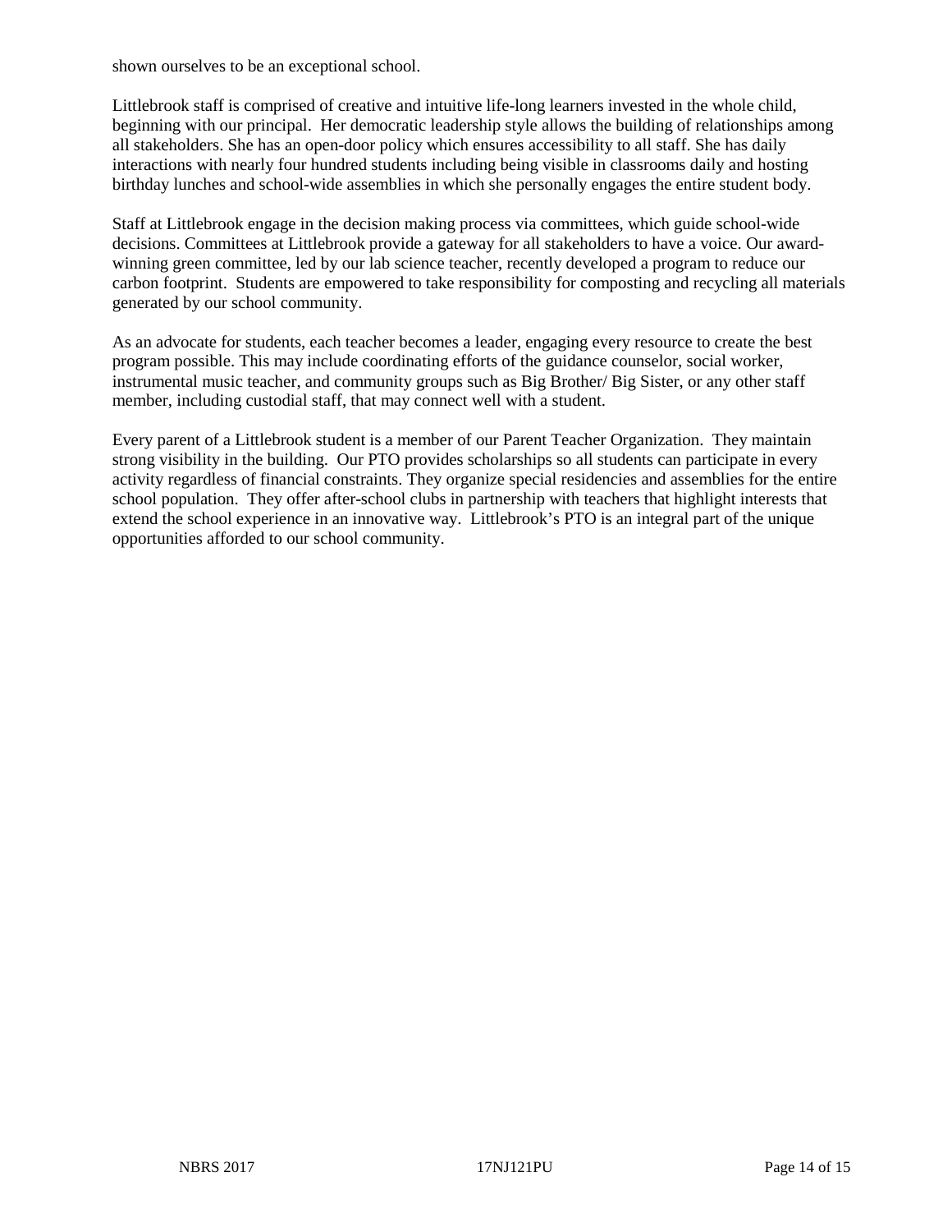shown ourselves to be an exceptional school.

Littlebrook staff is comprised of creative and intuitive life-long learners invested in the whole child, beginning with our principal. Her democratic leadership style allows the building of relationships among all stakeholders. She has an open-door policy which ensures accessibility to all staff. She has daily interactions with nearly four hundred students including being visible in classrooms daily and hosting birthday lunches and school-wide assemblies in which she personally engages the entire student body.

Staff at Littlebrook engage in the decision making process via committees, which guide school-wide decisions. Committees at Littlebrook provide a gateway for all stakeholders to have a voice. Our award-winning green committee, led by our lab science teacher, recently developed a program to reduce our carbon footprint. Students are empowered to take responsibility for composting and recycling all materials generated by our school community.

As an advocate for students, each teacher becomes a leader, engaging every resource to create the best program possible. This may include coordinating efforts of the guidance counselor, social worker, instrumental music teacher, and community groups such as Big Brother/ Big Sister, or any other staff member, including custodial staff, that may connect well with a student.

Every parent of a Littlebrook student is a member of our Parent Teacher Organization. They maintain strong visibility in the building. Our PTO provides scholarships so all students can participate in every activity regardless of financial constraints. They organize special residencies and assemblies for the entire school population. They offer after-school clubs in partnership with teachers that highlight interests that extend the school experience in an innovative way. Littlebrook's PTO is an integral part of the unique opportunities afforded to our school community.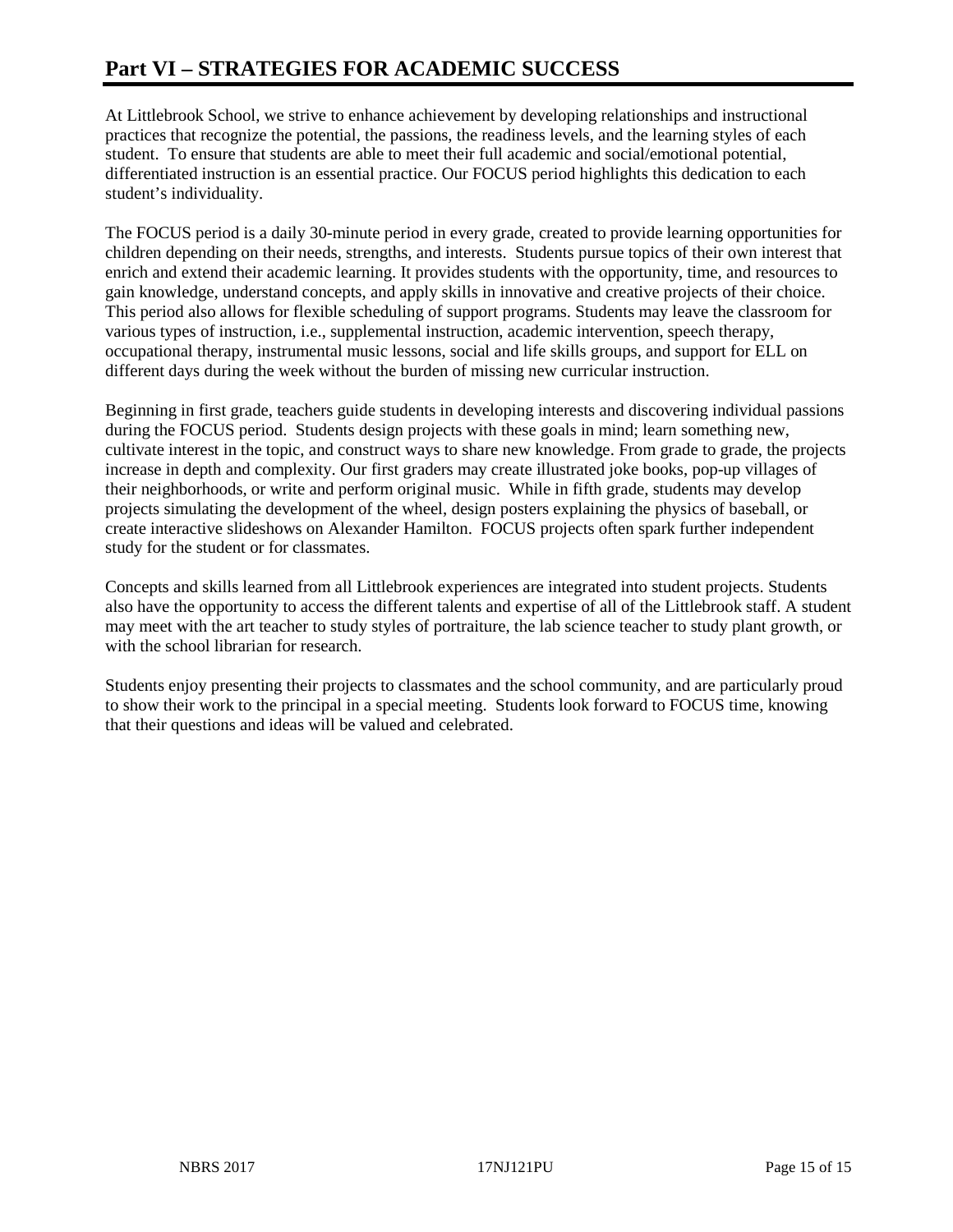# Part VI – STRATEGIES FOR ACADEMIC SUCCESS

At Littlebrook School, we strive to enhance achievement by developing relationships and instructional practices that recognize the potential, the passions, the readiness levels, and the learning styles of each student. To ensure that students are able to meet their full academic and social/emotional potential, differentiated instruction is an essential practice. Our FOCUS period highlights this dedication to each student's individuality.

The FOCUS period is a daily 30-minute period in every grade, created to provide learning opportunities for children depending on their needs, strengths, and interests. Students pursue topics of their own interest that enrich and extend their academic learning. It provides students with the opportunity, time, and resources to gain knowledge, understand concepts, and apply skills in innovative and creative projects of their choice. This period also allows for flexible scheduling of support programs. Students may leave the classroom for various types of instruction, i.e., supplemental instruction, academic intervention, speech therapy, occupational therapy, instrumental music lessons, social and life skills groups, and support for ELL on different days during the week without the burden of missing new curricular instruction.

Beginning in first grade, teachers guide students in developing interests and discovering individual passions during the FOCUS period. Students design projects with these goals in mind; learn something new, cultivate interest in the topic, and construct ways to share new knowledge. From grade to grade, the projects increase in depth and complexity. Our first graders may create illustrated joke books, pop-up villages of their neighborhoods, or write and perform original music. While in fifth grade, students may develop projects simulating the development of the wheel, design posters explaining the physics of baseball, or create interactive slideshows on Alexander Hamilton. FOCUS projects often spark further independent study for the student or for classmates.

Concepts and skills learned from all Littlebrook experiences are integrated into student projects. Students also have the opportunity to access the different talents and expertise of all of the Littlebrook staff. A student may meet with the art teacher to study styles of portraiture, the lab science teacher to study plant growth, or with the school librarian for research.

Students enjoy presenting their projects to classmates and the school community, and are particularly proud to show their work to the principal in a special meeting. Students look forward to FOCUS time, knowing that their questions and ideas will be valued and celebrated.